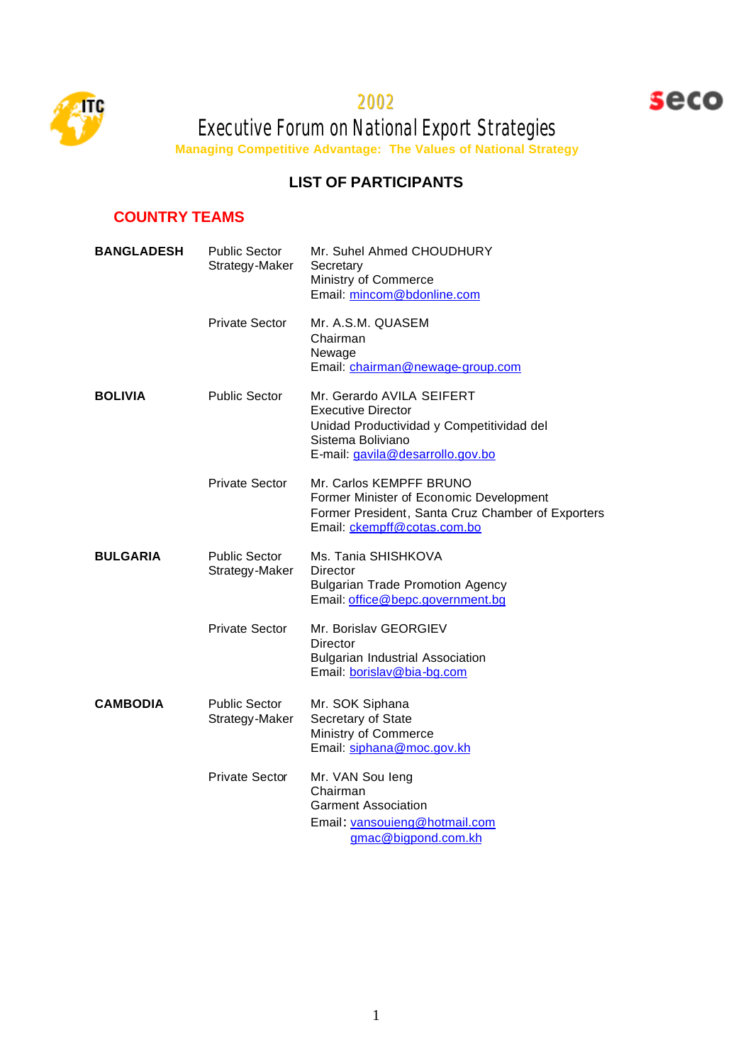# 2002

# Executive Forum on National Export Strategies

**Managing Competitive Advantage: The Values of National Strategy**

## LIST OF PARTICIPANTS

### COUNTRY TEAMS

| | | |
|---|---|---|
| **BANGLADESH** | Public Sector Strategy-Maker | Mr. Suhel Ahmed CHOUDHURY<br>Secretary<br>Ministry of Commerce<br>Email: mincom@bdonline.com |
| | Private Sector | Mr. A.S.M. QUASEM<br>Chairman<br>Newage<br>Email: chairman@newage-group.com |
| **BOLIVIA** | Public Sector | Mr. Gerardo AVILA SEIFERT<br>Executive Director<br>Unidad Productividad y Competitividad del Sistema Boliviano<br>E-mail: gavila@desarrollo.gov.bo |
| | Private Sector | Mr. Carlos KEMPFF BRUNO<br>Former Minister of Economic Development<br>Former President, Santa Cruz Chamber of Exporters<br>Email: ckempff@cotas.com.bo |
| **BULGARIA** | Public Sector Strategy-Maker | Ms. Tania SHISHKOVA<br>Director<br>Bulgarian Trade Promotion Agency<br>Email: office@bepc.government.bg |
| | Private Sector | Mr. Borislav GEORGIEV<br>Director<br>Bulgarian Industrial Association<br>Email: borislav@bia-bg.com |
| **CAMBODIA** | Public Sector Strategy-Maker | Mr. SOK Siphana<br>Secretary of State<br>Ministry of Commerce<br>Email: siphana@moc.gov.kh |
| | Private Sector | Mr. VAN Sou Ieng<br>Chairman<br>Garment Association<br>Email: vansouieng@hotmail.com<br>gmac@bigpond.com.kh |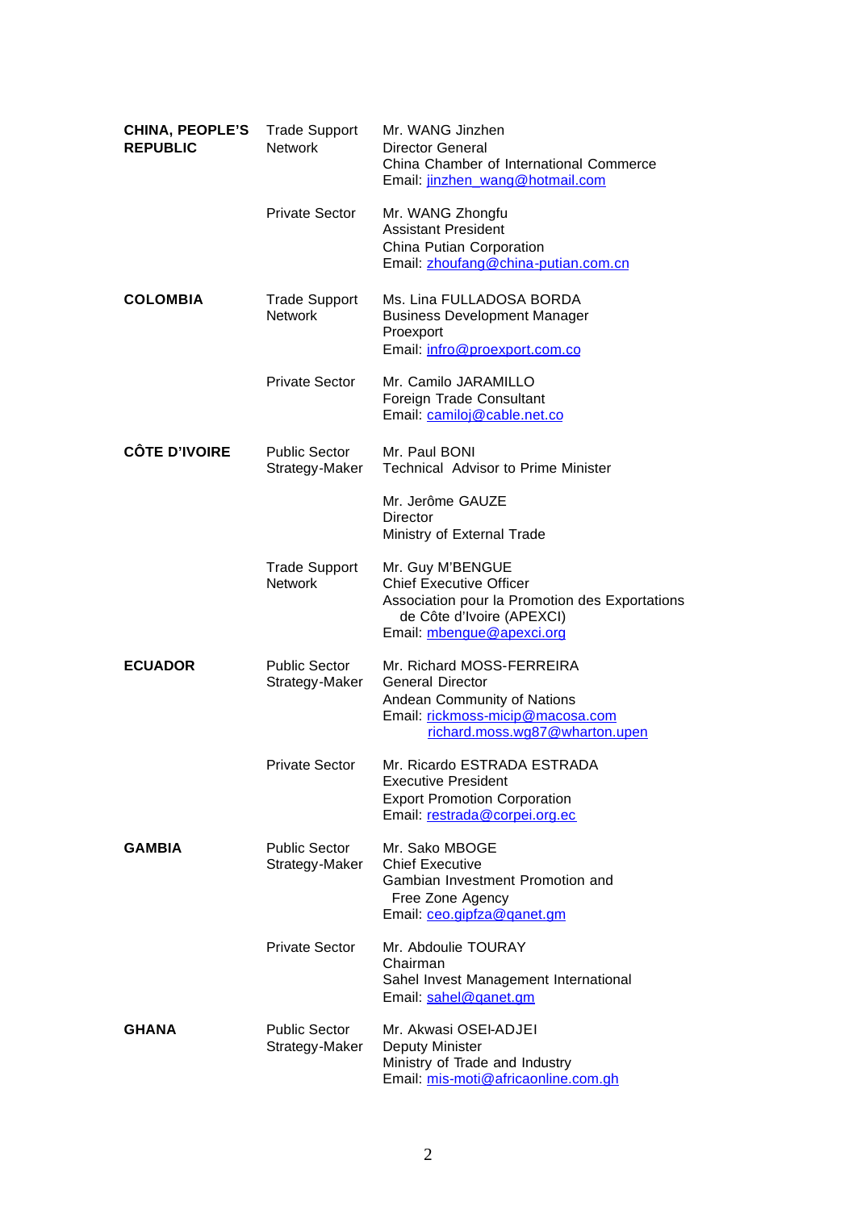| | | |
|---|---|---|
| **CHINA, PEOPLE'S REPUBLIC** | Trade Support Network | Mr. WANG Jinzhen<br>Director General<br>China Chamber of International Commerce<br>Email: jinzhen_wang@hotmail.com |
| | Private Sector | Mr. WANG Zhongfu<br>Assistant President<br>China Putian Corporation<br>Email: zhoufang@china-putian.com.cn |
| **COLOMBIA** | Trade Support Network | Ms. Lina FULLADOSA BORDA<br>Business Development Manager<br>Proexport<br>Email: infro@proexport.com.co |
| | Private Sector | Mr. Camilo JARAMILLO<br>Foreign Trade Consultant<br>Email: camiloj@cable.net.co |
| **CÔTE D'IVOIRE** | Public Sector Strategy-Maker | Mr. Paul BONI<br>Technical Advisor to Prime Minister |
| | | Mr. Jerôme GAUZE<br>Director<br>Ministry of External Trade |
| | Trade Support Network | Mr. Guy M'BENGUE<br>Chief Executive Officer<br>Association pour la Promotion des Exportations de Côte d'Ivoire (APEXCI)<br>Email: mbengue@apexci.org |
| **ECUADOR** | Public Sector Strategy-Maker | Mr. Richard MOSS-FERREIRA<br>General Director<br>Andean Community of Nations<br>Email: rickmoss-micip@macosa.com<br>richard.moss.wg87@wharton.upen |
| | Private Sector | Mr. Ricardo ESTRADA ESTRADA<br>Executive President<br>Export Promotion Corporation<br>Email: restrada@corpei.org.ec |
| **GAMBIA** | Public Sector Strategy-Maker | Mr. Sako MBOGE<br>Chief Executive<br>Gambian Investment Promotion and Free Zone Agency<br>Email: ceo.gipfza@qanet.gm |
| | Private Sector | Mr. Abdoulie TOURAY<br>Chairman<br>Sahel Invest Management International<br>Email: sahel@qanet.gm |
| **GHANA** | Public Sector Strategy-Maker | Mr. Akwasi OSEI-ADJEI<br>Deputy Minister<br>Ministry of Trade and Industry<br>Email: mis-moti@africaonline.com.gh |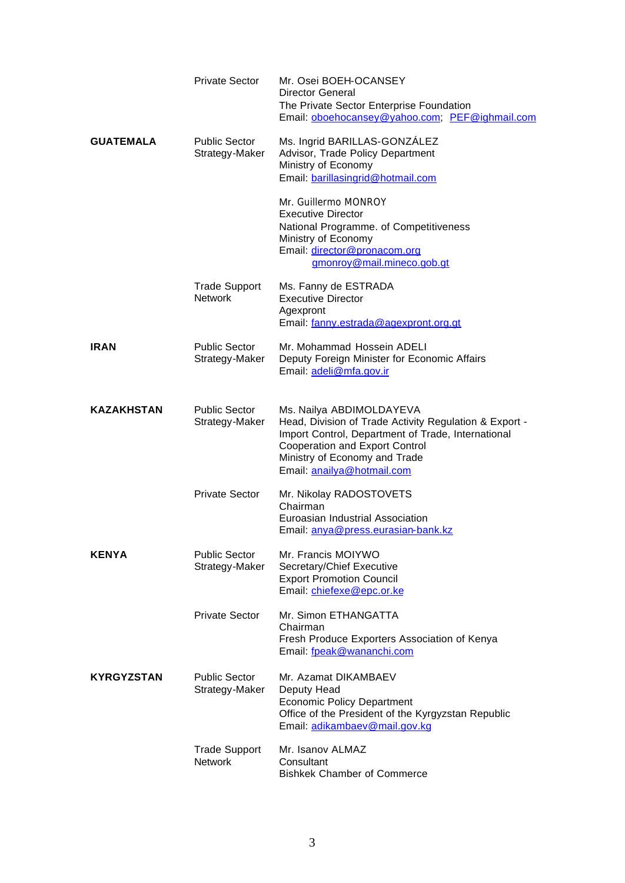| | | |
|---|---|---|
| | Private Sector | Mr. Osei BOEH-OCANSEY<br>Director General<br>The Private Sector Enterprise Foundation<br>Email: oboehocansey@yahoo.com; PEF@ighmail.com |
| **GUATEMALA** | Public Sector Strategy-Maker | Ms. Ingrid BARILLAS-GONZÁLEZ<br>Advisor, Trade Policy Department<br>Ministry of Economy<br>Email: barillasingrid@hotmail.com |
| | | Mr. Guillermo MONROY<br>Executive Director<br>National Programme. of Competitiveness<br>Ministry of Economy<br>Email: director@pronacom.org<br>gmonroy@mail.mineco.gob.gt |
| | Trade Support Network | Ms. Fanny de ESTRADA<br>Executive Director<br>Agexpront<br>Email: fanny.estrada@agexpront.org.gt |
| **IRAN** | Public Sector Strategy-Maker | Mr. Mohammad Hossein ADELI<br>Deputy Foreign Minister for Economic Affairs<br>Email: adeli@mfa.gov.ir |
| **KAZAKHSTAN** | Public Sector Strategy-Maker | Ms. Nailya ABDIMOLDAYEVA<br>Head, Division of Trade Activity Regulation & Export - Import Control, Department of Trade, International Cooperation and Export Control<br>Ministry of Economy and Trade<br>Email: anailya@hotmail.com |
| | Private Sector | Mr. Nikolay RADOSTOVETS<br>Chairman<br>Euroasian Industrial Association<br>Email: anya@press.eurasian-bank.kz |
| **KENYA** | Public Sector Strategy-Maker | Mr. Francis MOIYWO<br>Secretary/Chief Executive<br>Export Promotion Council<br>Email: chiefexe@epc.or.ke |
| | Private Sector | Mr. Simon ETHANGATTA<br>Chairman<br>Fresh Produce Exporters Association of Kenya<br>Email: fpeak@wananchi.com |
| **KYRGYZSTAN** | Public Sector Strategy-Maker | Mr. Azamat DIKAMBAEV<br>Deputy Head<br>Economic Policy Department<br>Office of the President of the Kyrgyzstan Republic<br>Email: adikambaev@mail.gov.kg |
| | Trade Support Network | Mr. Isanov ALMAZ<br>Consultant<br>Bishkek Chamber of Commerce |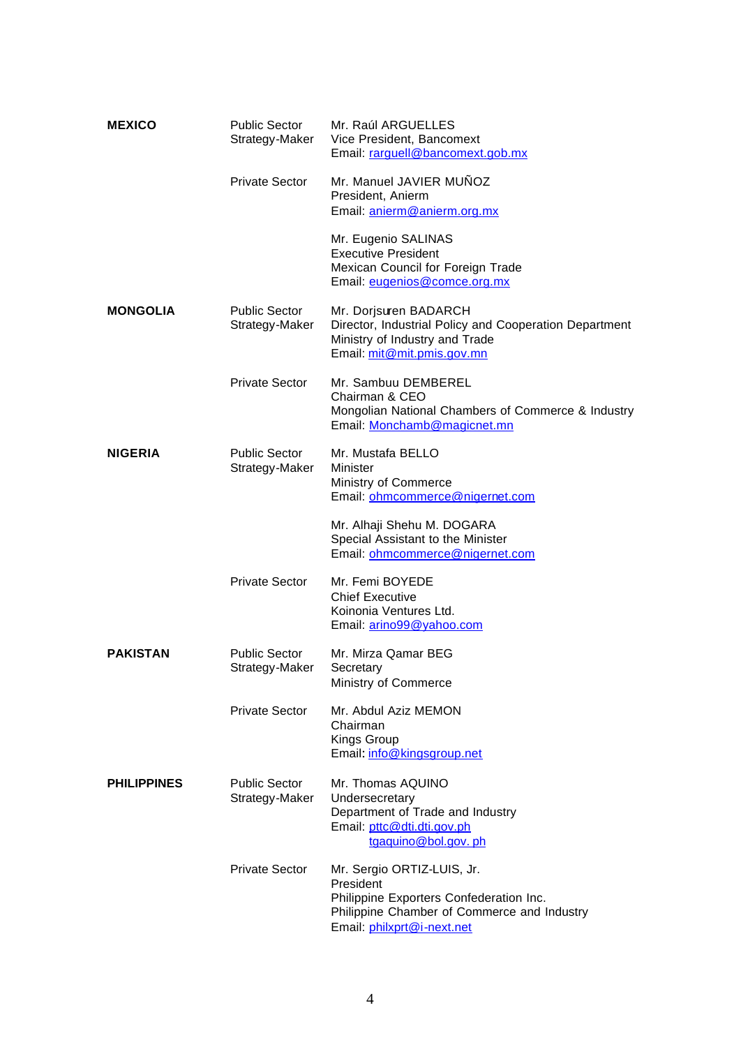| | | |
|---|---|---|
| **MEXICO** | Public Sector Strategy-Maker | Mr. Raúl ARGUELLES<br>Vice President, Bancomext<br>Email: rarguell@bancomext.gob.mx |
| | Private Sector | Mr. Manuel JAVIER MUÑOZ<br>President, Anierm<br>Email: anierm@anierm.org.mx |
| | | Mr. Eugenio SALINAS<br>Executive President<br>Mexican Council for Foreign Trade<br>Email: eugenios@comce.org.mx |
| **MONGOLIA** | Public Sector Strategy-Maker | Mr. Dorjsuren BADARCH<br>Director, Industrial Policy and Cooperation Department<br>Ministry of Industry and Trade<br>Email: mit@mit.pmis.gov.mn |
| | Private Sector | Mr. Sambuu DEMBEREL<br>Chairman & CEO<br>Mongolian National Chambers of Commerce & Industry<br>Email: Monchamb@magicnet.mn |
| **NIGERIA** | Public Sector Strategy-Maker | Mr. Mustafa BELLO<br>Minister<br>Ministry of Commerce<br>Email: ohmcommerce@nigernet.com |
| | | Mr. Alhaji Shehu M. DOGARA<br>Special Assistant to the Minister<br>Email: ohmcommerce@nigernet.com |
| | Private Sector | Mr. Femi BOYEDE<br>Chief Executive<br>Koinonia Ventures Ltd.<br>Email: arino99@yahoo.com |
| **PAKISTAN** | Public Sector Strategy-Maker | Mr. Mirza Qamar BEG<br>Secretary<br>Ministry of Commerce |
| | Private Sector | Mr. Abdul Aziz MEMON<br>Chairman<br>Kings Group<br>Email: info@kingsgroup.net |
| **PHILIPPINES** | Public Sector Strategy-Maker | Mr. Thomas AQUINO<br>Undersecretary<br>Department of Trade and Industry<br>Email: pttc@dti.dti.gov.ph<br>tgaquino@bol.gov. ph |
| | Private Sector | Mr. Sergio ORTIZ-LUIS, Jr.<br>President<br>Philippine Exporters Confederation Inc.<br>Philippine Chamber of Commerce and Industry<br>Email: philxprt@i-next.net |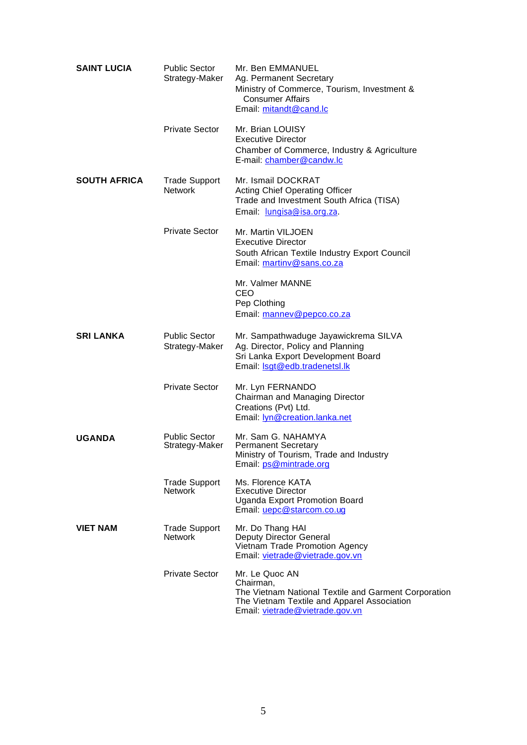| | | |
|---|---|---|
| **SAINT LUCIA** | Public Sector Strategy-Maker | Mr. Ben EMMANUEL<br>Ag. Permanent Secretary<br>Ministry of Commerce, Tourism, Investment & Consumer Affairs<br>Email: mitandt@cand.lc |
| | Private Sector | Mr. Brian LOUISY<br>Executive Director<br>Chamber of Commerce, Industry & Agriculture<br>E-mail: chamber@candw.lc |
| **SOUTH AFRICA** | Trade Support Network | Mr. Ismail DOCKRAT<br>Acting Chief Operating Officer<br>Trade and Investment South Africa (TISA)<br>Email: lungisa@isa.org.za. |
| | Private Sector | Mr. Martin VILJOEN<br>Executive Director<br>South African Textile Industry Export Council<br>Email: martinv@sans.co.za |
| | | Mr. Valmer MANNE<br>CEO<br>Pep Clothing<br>Email: mannev@pepco.co.za |
| **SRI LANKA** | Public Sector Strategy-Maker | Mr. Sampathwaduge Jayawickrema SILVA<br>Ag. Director, Policy and Planning<br>Sri Lanka Export Development Board<br>Email: lsgt@edb.tradenetsl.lk |
| | Private Sector | Mr. Lyn FERNANDO<br>Chairman and Managing Director<br>Creations (Pvt) Ltd.<br>Email: lyn@creation.lanka.net |
| **UGANDA** | Public Sector Strategy-Maker | Mr. Sam G. NAHAMYA<br>Permanent Secretary<br>Ministry of Tourism, Trade and Industry<br>Email: ps@mintrade.org |
| | Trade Support Network | Ms. Florence KATA<br>Executive Director<br>Uganda Export Promotion Board<br>Email: uepc@starcom.co.ug |
| **VIET NAM** | Trade Support Network | Mr. Do Thang HAI<br>Deputy Director General<br>Vietnam Trade Promotion Agency<br>Email: vietrade@vietrade.gov.vn |
| | Private Sector | Mr. Le Quoc AN<br>Chairman,<br>The Vietnam National Textile and Garment Corporation<br>The Vietnam Textile and Apparel Association<br>Email: vietrade@vietrade.gov.vn |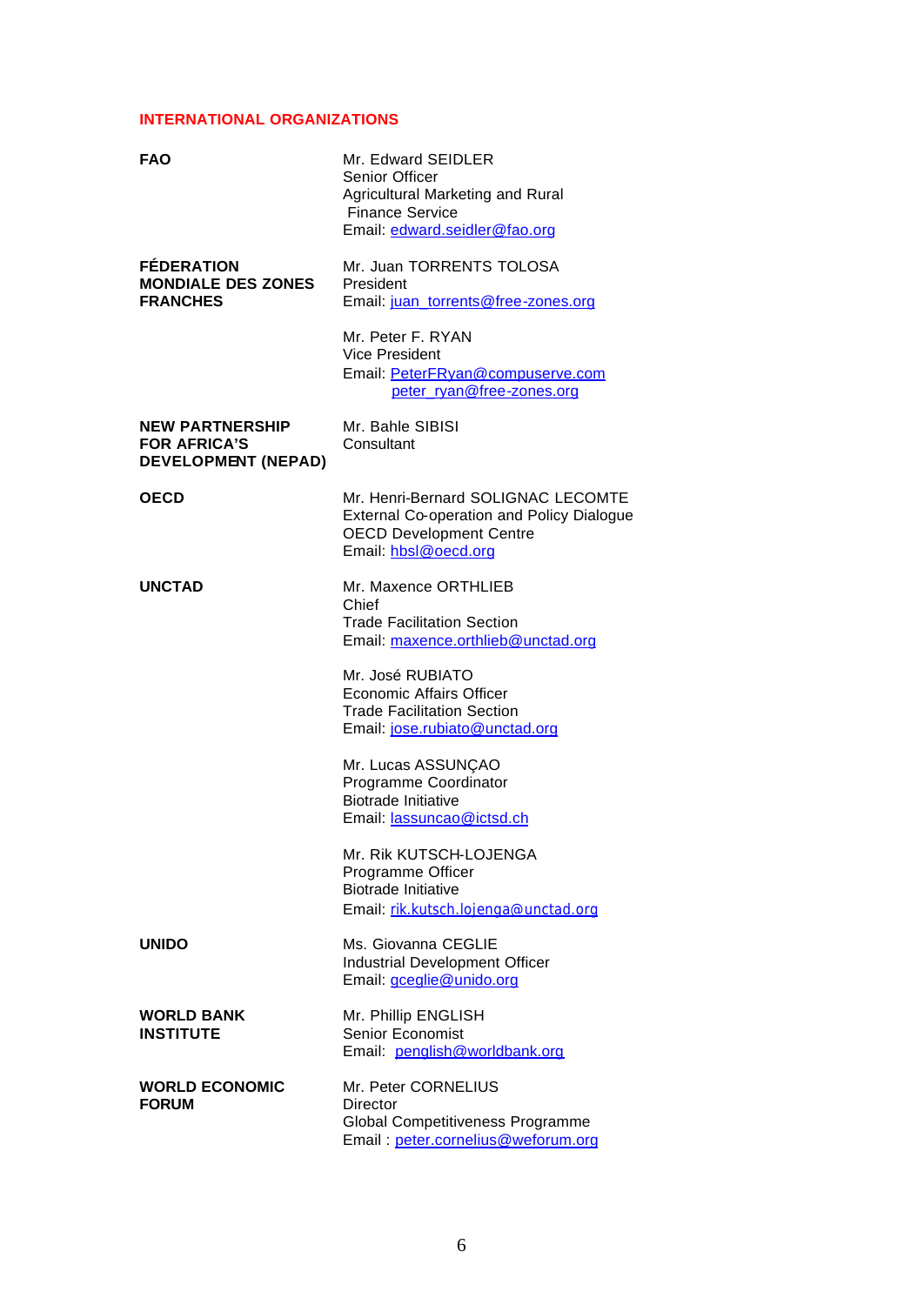## INTERNATIONAL ORGANIZATIONS

| | |
|---|---|
| **FAO** | Mr. Edward SEIDLER<br>Senior Officer<br>Agricultural Marketing and Rural Finance Service<br>Email: edward.seidler@fao.org |
| **FÉDERATION MONDIALE DES ZONES FRANCHES** | Mr. Juan TORRENTS TOLOSA<br>President<br>Email: juan_torrents@free-zones.org |
| | Mr. Peter F. RYAN<br>Vice President<br>Email: PeterFRyan@compuserve.com<br>peter_ryan@free-zones.org |
| **NEW PARTNERSHIP FOR AFRICA'S DEVELOPMENT (NEPAD)** | Mr. Bahle SIBISI<br>Consultant |
| **OECD** | Mr. Henri-Bernard SOLIGNAC LECOMTE<br>External Co-operation and Policy Dialogue<br>OECD Development Centre<br>Email: hbsl@oecd.org |
| **UNCTAD** | Mr. Maxence ORTHLIEB<br>Chief<br>Trade Facilitation Section<br>Email: maxence.orthlieb@unctad.org |
| | Mr. José RUBIATO<br>Economic Affairs Officer<br>Trade Facilitation Section<br>Email: jose.rubiato@unctad.org |
| | Mr. Lucas ASSUNÇAO<br>Programme Coordinator<br>Biotrade Initiative<br>Email: lassuncao@ictsd.ch |
| | Mr. Rik KUTSCH-LOJENGA<br>Programme Officer<br>Biotrade Initiative<br>Email: rik.kutsch.lojenga@unctad.org |
| **UNIDO** | Ms. Giovanna CEGLIE<br>Industrial Development Officer<br>Email: gceglie@unido.org |
| **WORLD BANK INSTITUTE** | Mr. Phillip ENGLISH<br>Senior Economist<br>Email: penglish@worldbank.org |
| **WORLD ECONOMIC FORUM** | Mr. Peter CORNELIUS<br>Director<br>Global Competitiveness Programme<br>Email : peter.cornelius@weforum.org |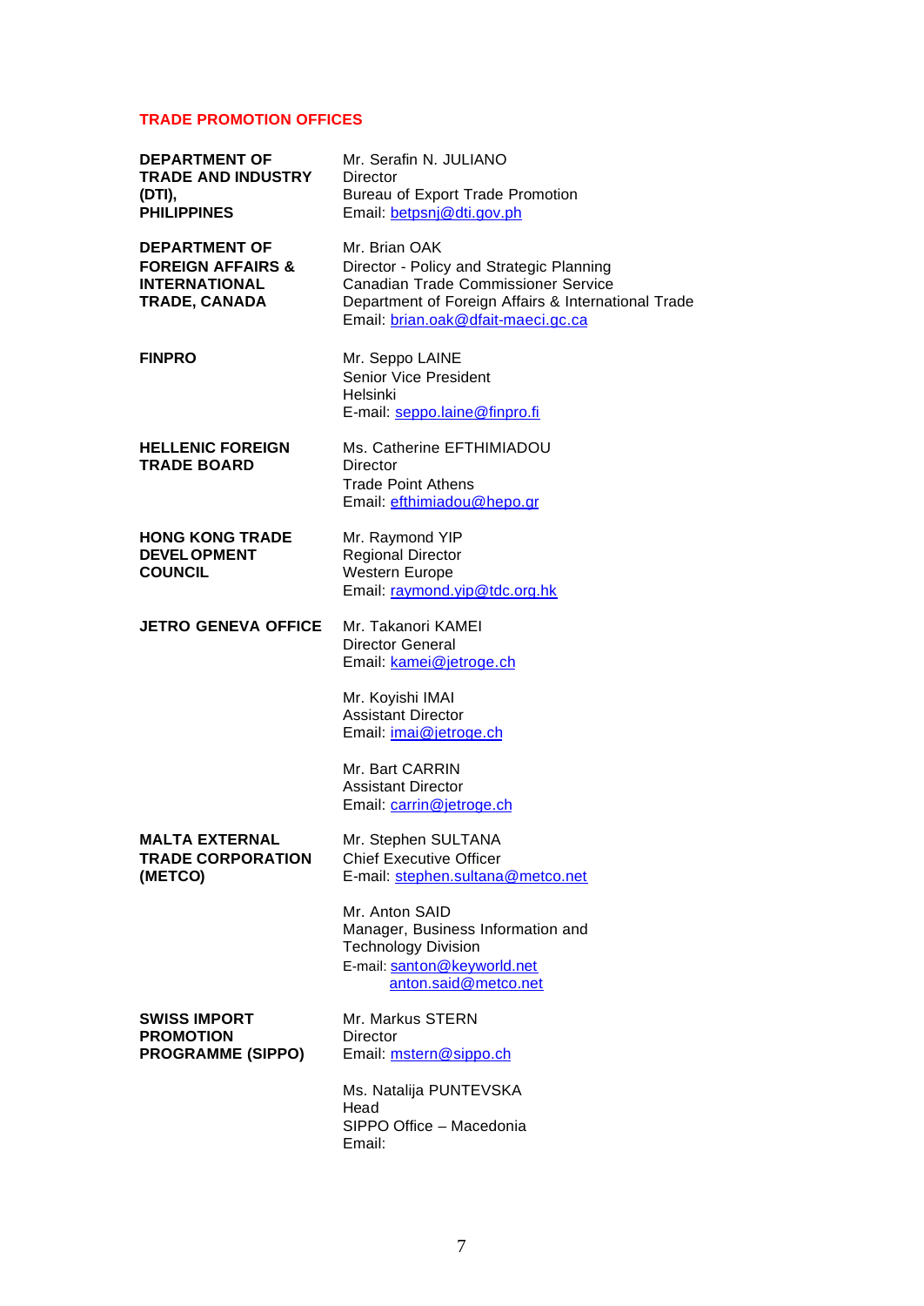## TRADE PROMOTION OFFICES

| | |
|---|---|
| **DEPARTMENT OF TRADE AND INDUSTRY (DTI), PHILIPPINES** | Mr. Serafin N. JULIANO<br>Director<br>Bureau of Export Trade Promotion<br>Email: betpsnj@dti.gov.ph |
| **DEPARTMENT OF FOREIGN AFFAIRS & INTERNATIONAL TRADE, CANADA** | Mr. Brian OAK<br>Director - Policy and Strategic Planning<br>Canadian Trade Commissioner Service<br>Department of Foreign Affairs & International Trade<br>Email: brian.oak@dfait-maeci.gc.ca |
| **FINPRO** | Mr. Seppo LAINE<br>Senior Vice President<br>Helsinki<br>E-mail: seppo.laine@finpro.fi |
| **HELLENIC FOREIGN TRADE BOARD** | Ms. Catherine EFTHIMIADOU<br>Director<br>Trade Point Athens<br>Email: efthimiadou@hepo.gr |
| **HONG KONG TRADE DEVELOPMENT COUNCIL** | Mr. Raymond YIP<br>Regional Director<br>Western Europe<br>Email: raymond.yip@tdc.org.hk |
| **JETRO GENEVA OFFICE** | Mr. Takanori KAMEI<br>Director General<br>Email: kamei@jetroge.ch |
| | Mr. Koyishi IMAI<br>Assistant Director<br>Email: imai@jetroge.ch |
| | Mr. Bart CARRIN<br>Assistant Director<br>Email: carrin@jetroge.ch |
| **MALTA EXTERNAL TRADE CORPORATION (METCO)** | Mr. Stephen SULTANA<br>Chief Executive Officer<br>E-mail: stephen.sultana@metco.net |
| | Mr. Anton SAID<br>Manager, Business Information and Technology Division<br>E-mail: santon@keyworld.net<br>anton.said@metco.net |
| **SWISS IMPORT PROMOTION PROGRAMME (SIPPO)** | Mr. Markus STERN<br>Director<br>Email: mstern@sippo.ch |
| | Ms. Natalija PUNTEVSKA<br>Head<br>SIPPO Office – Macedonia<br>Email: |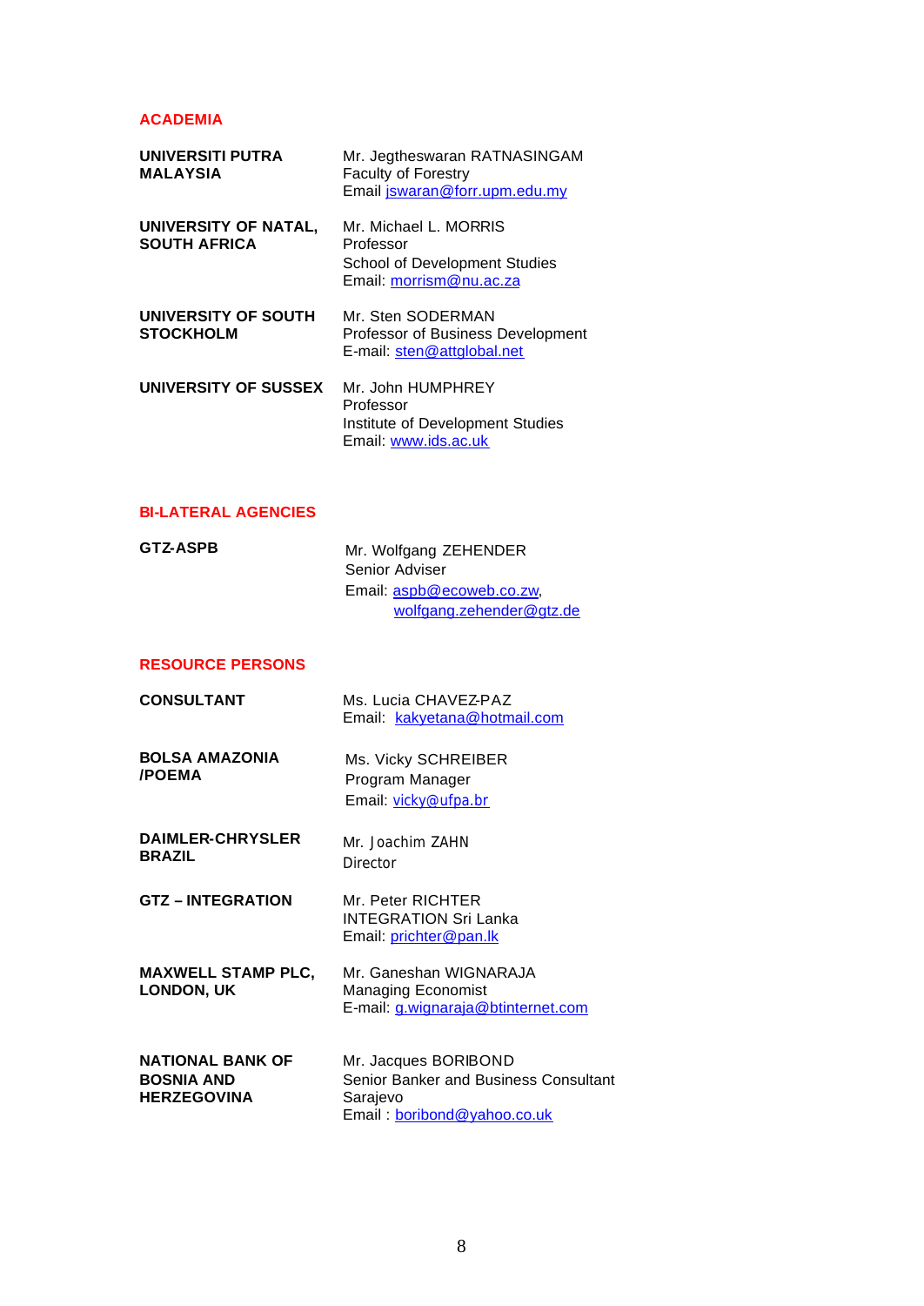## ACADEMIA

| | |
|---|---|
| **UNIVERSITI PUTRA MALAYSIA** | Mr. Jegtheswaran RATNASINGAM<br>Faculty of Forestry<br>Email jswaran@forr.upm.edu.my |
| **UNIVERSITY OF NATAL, SOUTH AFRICA** | Mr. Michael L. MORRIS<br>Professor<br>School of Development Studies<br>Email: morrism@nu.ac.za |
| **UNIVERSITY OF SOUTH STOCKHOLM** | Mr. Sten SODERMAN<br>Professor of Business Development<br>E-mail: sten@attglobal.net |
| **UNIVERSITY OF SUSSEX** | Mr. John HUMPHREY<br>Professor<br>Institute of Development Studies<br>Email: www.ids.ac.uk |

## BI-LATERAL AGENCIES

| | |
|---|---|
| **GTZ-ASPB** | Mr. Wolfgang ZEHENDER<br>Senior Adviser<br>Email: aspb@ecoweb.co.zw, wolfgang.zehender@gtz.de |

## RESOURCE PERSONS

| | |
|---|---|
| **CONSULTANT** | Ms. Lucia CHAVEZ-PAZ<br>Email: kakyetana@hotmail.com |
| **BOLSA AMAZONIA /POEMA** | Ms. Vicky SCHREIBER<br>Program Manager<br>Email: vicky@ufpa.br |
| **DAIMLER-CHRYSLER BRAZIL** | Mr. Joachim ZAHN<br>Director |
| **GTZ – INTEGRATION** | Mr. Peter RICHTER<br>INTEGRATION Sri Lanka<br>Email: prichter@pan.lk |
| **MAXWELL STAMP PLC, LONDON, UK** | Mr. Ganeshan WIGNARAJA<br>Managing Economist<br>E-mail: g.wignaraja@btinternet.com |
| **NATIONAL BANK OF BOSNIA AND HERZEGOVINA** | Mr. Jacques BORIBOND<br>Senior Banker and Business Consultant<br>Sarajevo<br>Email : boribond@yahoo.co.uk |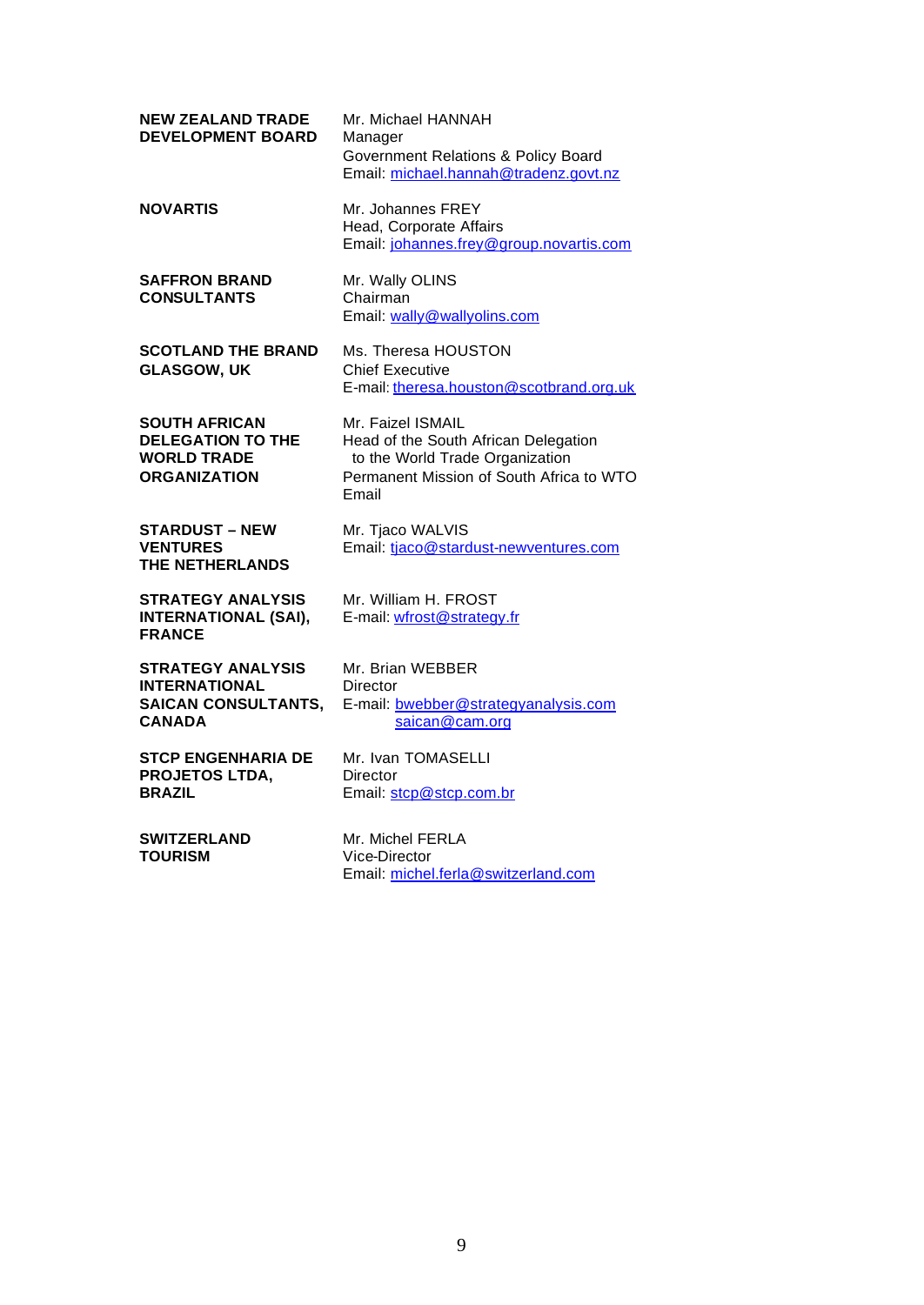| | |
|---|---|
| **NEW ZEALAND TRADE DEVELOPMENT BOARD** | Mr. Michael HANNAH<br>Manager<br>Government Relations & Policy Board<br>Email: michael.hannah@tradenz.govt.nz |
| **NOVARTIS** | Mr. Johannes FREY<br>Head, Corporate Affairs<br>Email: johannes.frey@group.novartis.com |
| **SAFFRON BRAND CONSULTANTS** | Mr. Wally OLINS<br>Chairman<br>Email: wally@wallyolins.com |
| **SCOTLAND THE BRAND GLASGOW, UK** | Ms. Theresa HOUSTON<br>Chief Executive<br>E-mail: theresa.houston@scotbrand.org.uk |
| **SOUTH AFRICAN DELEGATION TO THE WORLD TRADE ORGANIZATION** | Mr. Faizel ISMAIL<br>Head of the South African Delegation to the World Trade Organization<br>Permanent Mission of South Africa to WTO<br>Email |
| **STARDUST – NEW VENTURES THE NETHERLANDS** | Mr. Tjaco WALVIS<br>Email: tjaco@stardust-newventures.com |
| **STRATEGY ANALYSIS INTERNATIONAL (SAI), FRANCE** | Mr. William H. FROST<br>E-mail: wfrost@strategy.fr |
| **STRATEGY ANALYSIS INTERNATIONAL SAICAN CONSULTANTS, CANADA** | Mr. Brian WEBBER<br>Director<br>E-mail: bwebber@strategyanalysis.com<br>saican@cam.org |
| **STCP ENGENHARIA DE PROJETOS LTDA, BRAZIL** | Mr. Ivan TOMASELLI<br>Director<br>Email: stcp@stcp.com.br |
| **SWITZERLAND TOURISM** | Mr. Michel FERLA<br>Vice-Director<br>Email: michel.ferla@switzerland.com |